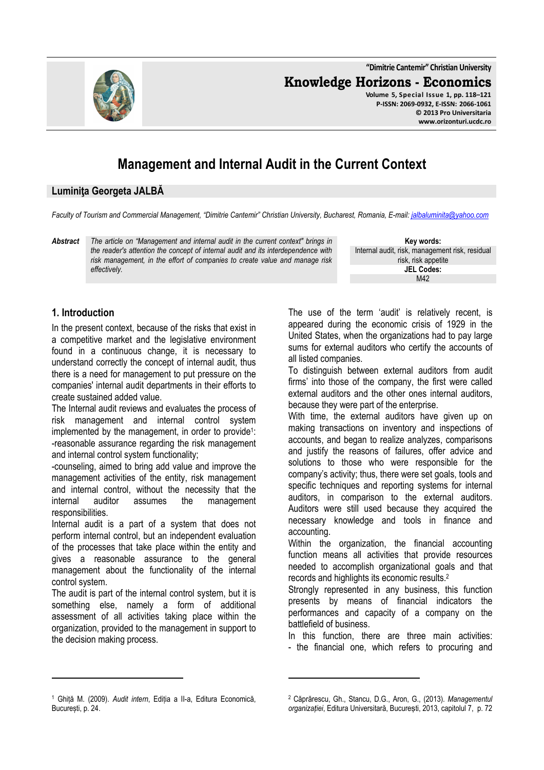# Management and Internal Audit in the Current Context

**Luminiţa Georgeta JALBĂ**

*Faculty of Tourism and Commercial Management, "Dimitrie Cantemir" Christian University, Bucharest, Romania, E-mail: jalbaluminita@yahoo.com*

***Abstract*** *The article on "Management and internal audit in the current context" brings in the reader's attention the concept of internal audit and its interdependence with risk management, in the effort of companies to create value and manage risk effectively.*

**Key words:**
Internal audit, risk, management risk, residual risk, risk appetite

**JEL Codes:**
M42

## 1. Introduction

In the present context, because of the risks that exist in a competitive market and the legislative environment found in a continuous change, it is necessary to understand correctly the concept of internal audit, thus there is a need for management to put pressure on the companies' internal audit departments in their efforts to create sustained added value.

The Internal audit reviews and evaluates the process of risk management and internal control system implemented by the management, in order to provide[1]:

-reasonable assurance regarding the risk management and internal control system functionality;

-counseling, aimed to bring add value and improve the management activities of the entity, risk management and internal control, without the necessity that the internal auditor assumes the management responsibilities.

Internal audit is a part of a system that does not perform internal control, but an independent evaluation of the processes that take place within the entity and gives a reasonable assurance to the general management about the functionality of the internal control system.

The audit is part of the internal control system, but it is something else, namely a form of additional assessment of all activities taking place within the organization, provided to the management in support to the decision making process.

The use of the term 'audit' is relatively recent, is appeared during the economic crisis of 1929 in the United States, when the organizations had to pay large sums for external auditors who certify the accounts of all listed companies.

To distinguish between external auditors from audit firms' into those of the company, the first were called external auditors and the other ones internal auditors, because they were part of the enterprise.

With time, the external auditors have given up on making transactions on inventory and inspections of accounts, and began to realize analyzes, comparisons and justify the reasons of failures, offer advice and solutions to those who were responsible for the company's activity; thus, there were set goals, tools and specific techniques and reporting systems for internal auditors, in comparison to the external auditors. Auditors were still used because they acquired the necessary knowledge and tools in finance and accounting.

Within the organization, the financial accounting function means all activities that provide resources needed to accomplish organizational goals and that records and highlights its economic results.[2]

Strongly represented in any business, this function presents by means of financial indicators the performances and capacity of a company on the battlefield of business.

In this function, there are three main activities:
- the financial one, which refers to procuring and

---

[1] Ghiță M. (2009). *Audit intern*, Ediția a II-a, Editura Economică, București, p. 24.

[2] Căprărescu, Gh., Stancu, D.G., Aron, G., (2013). *Managementul organizației*, Editura Universitară, București, 2013, capitolul 7, p. 72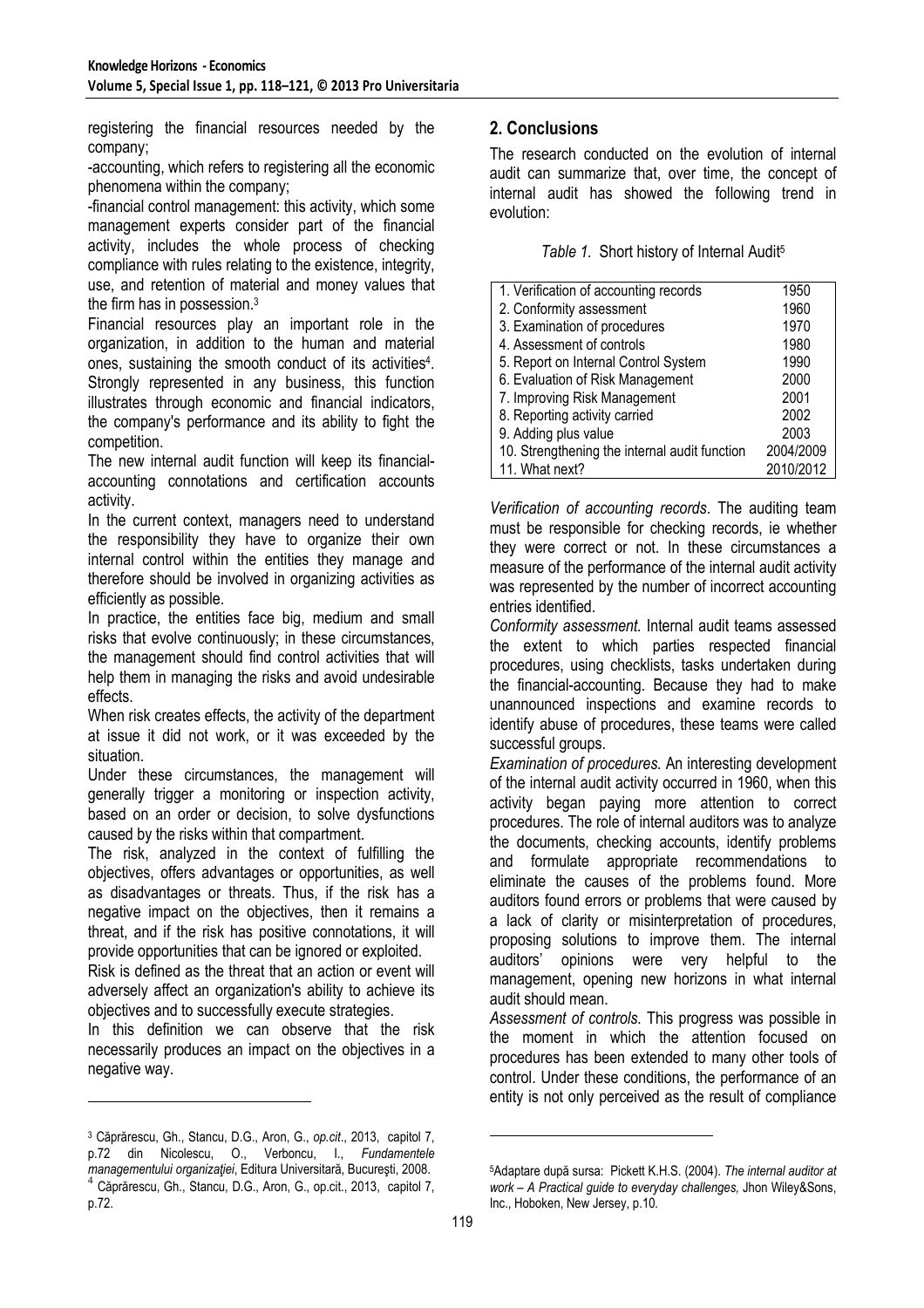registering the financial resources needed by the company;

-accounting, which refers to registering all the economic phenomena within the company;

-financial control management: this activity, which some management experts consider part of the financial activity, includes the whole process of checking compliance with rules relating to the existence, integrity, use, and retention of material and money values that the firm has in possession.[3]

Financial resources play an important role in the organization, in addition to the human and material ones, sustaining the smooth conduct of its activities[4]. Strongly represented in any business, this function illustrates through economic and financial indicators, the company's performance and its ability to fight the competition.

The new internal audit function will keep its financial-accounting connotations and certification accounts activity.

In the current context, managers need to understand the responsibility they have to organize their own internal control within the entities they manage and therefore should be involved in organizing activities as efficiently as possible.

In practice, the entities face big, medium and small risks that evolve continuously; in these circumstances, the management should find control activities that will help them in managing the risks and avoid undesirable effects.

When risk creates effects, the activity of the department at issue it did not work, or it was exceeded by the situation.

Under these circumstances, the management will generally trigger a monitoring or inspection activity, based on an order or decision, to solve dysfunctions caused by the risks within that compartment.

The risk, analyzed in the context of fulfilling the objectives, offers advantages or opportunities, as well as disadvantages or threats. Thus, if the risk has a negative impact on the objectives, then it remains a threat, and if the risk has positive connotations, it will provide opportunities that can be ignored or exploited.

Risk is defined as the threat that an action or event will adversely affect an organization's ability to achieve its objectives and to successfully execute strategies.

In this definition we can observe that the risk necessarily produces an impact on the objectives in a negative way.

## 2. Conclusions

The research conducted on the evolution of internal audit can summarize that, over time, the concept of internal audit has showed the following trend in evolution:

*Table 1.* Short history of Internal Audit[5]

| | |
|---|---|
| 1. Verification of accounting records | 1950 |
| 2. Conformity assessment | 1960 |
| 3. Examination of procedures | 1970 |
| 4. Assessment of controls | 1980 |
| 5. Report on Internal Control System | 1990 |
| 6. Evaluation of Risk Management | 2000 |
| 7. Improving Risk Management | 2001 |
| 8. Reporting activity carried | 2002 |
| 9. Adding plus value | 2003 |
| 10. Strengthening the internal audit function | 2004/2009 |
| 11. What next? | 2010/2012 |

*Verification of accounting records*. The auditing team must be responsible for checking records, ie whether they were correct or not. In these circumstances a measure of the performance of the internal audit activity was represented by the number of incorrect accounting entries identified.

*Conformity assessment.* Internal audit teams assessed the extent to which parties respected financial procedures, using checklists, tasks undertaken during the financial-accounting. Because they had to make unannounced inspections and examine records to identify abuse of procedures, these teams were called successful groups.

*Examination of procedures.* An interesting development of the internal audit activity occurred in 1960, when this activity began paying more attention to correct procedures. The role of internal auditors was to analyze the documents, checking accounts, identify problems and formulate appropriate recommendations to eliminate the causes of the problems found. More auditors found errors or problems that were caused by a lack of clarity or misinterpretation of procedures, proposing solutions to improve them. The internal auditors' opinions were very helpful to the management, opening new horizons in what internal audit should mean.

*Assessment of controls.* This progress was possible in the moment in which the attention focused on procedures has been extended to many other tools of control. Under these conditions, the performance of an entity is not only perceived as the result of compliance

---

[3] Căprărescu, Gh., Stancu, D.G., Aron, G., *op.cit*., 2013, capitol 7, p.72 din Nicolescu, O., Verboncu, I., *Fundamentele managementului organizaţiei*, Editura Universitară, Bucureşti, 2008.

[4] Căprărescu, Gh., Stancu, D.G., Aron, G., op.cit., 2013, capitol 7, p.72.

[5] Adaptare după sursa: Pickett K.H.S. (2004). *The internal auditor at work – A Practical guide to everyday challenges,* Jhon Wiley&Sons, Inc., Hoboken, New Jersey, p.10.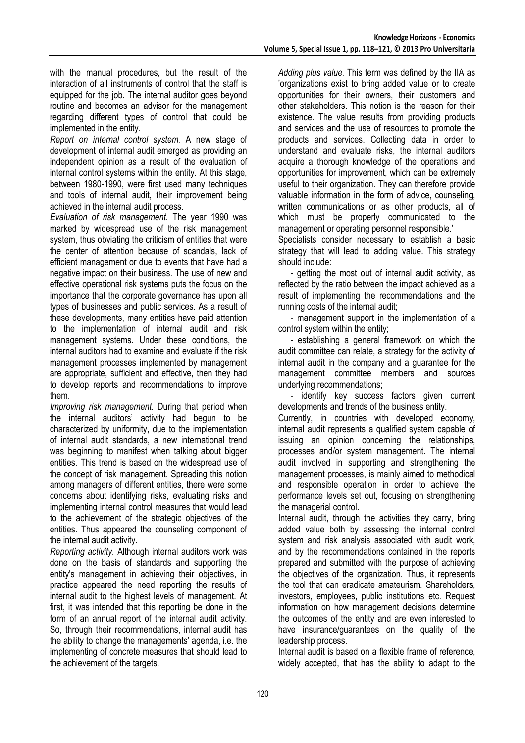with the manual procedures, but the result of the interaction of all instruments of control that the staff is equipped for the job. The internal auditor goes beyond routine and becomes an advisor for the management regarding different types of control that could be implemented in the entity.

*Report on internal control system.* A new stage of development of internal audit emerged as providing an independent opinion as a result of the evaluation of internal control systems within the entity. At this stage, between 1980-1990, were first used many techniques and tools of internal audit, their improvement being achieved in the internal audit process.

*Evaluation of risk management.* The year 1990 was marked by widespread use of the risk management system, thus obviating the criticism of entities that were the center of attention because of scandals, lack of efficient management or due to events that have had a negative impact on their business. The use of new and effective operational risk systems puts the focus on the importance that the corporate governance has upon all types of businesses and public services. As a result of these developments, many entities have paid attention to the implementation of internal audit and risk management systems. Under these conditions, the internal auditors had to examine and evaluate if the risk management processes implemented by management are appropriate, sufficient and effective, then they had to develop reports and recommendations to improve them.

*Improving risk management.* During that period when the internal auditors' activity had begun to be characterized by uniformity, due to the implementation of internal audit standards, a new international trend was beginning to manifest when talking about bigger entities. This trend is based on the widespread use of the concept of risk management. Spreading this notion among managers of different entities, there were some concerns about identifying risks, evaluating risks and implementing internal control measures that would lead to the achievement of the strategic objectives of the entities. Thus appeared the counseling component of the internal audit activity.

*Reporting activity.* Although internal auditors work was done on the basis of standards and supporting the entity's management in achieving their objectives, in practice appeared the need reporting the results of internal audit to the highest levels of management. At first, it was intended that this reporting be done in the form of an annual report of the internal audit activity. So, through their recommendations, internal audit has the ability to change the managements' agenda, i.e. the implementing of concrete measures that should lead to the achievement of the targets.

*Adding plus value.* This term was defined by the IIA as 'organizations exist to bring added value or to create opportunities for their owners, their customers and other stakeholders. This notion is the reason for their existence. The value results from providing products and services and the use of resources to promote the products and services. Collecting data in order to understand and evaluate risks, the internal auditors acquire a thorough knowledge of the operations and opportunities for improvement, which can be extremely useful to their organization. They can therefore provide valuable information in the form of advice, counseling, written communications or as other products, all of which must be properly communicated to the management or operating personnel responsible.'

Specialists consider necessary to establish a basic strategy that will lead to adding value. This strategy should include:

- getting the most out of internal audit activity, as reflected by the ratio between the impact achieved as a result of implementing the recommendations and the running costs of the internal audit;
- management support in the implementation of a control system within the entity;
- establishing a general framework on which the audit committee can relate, a strategy for the activity of internal audit in the company and a guarantee for the management committee members and sources underlying recommendations;
- identify key success factors given current developments and trends of the business entity.

Currently, in countries with developed economy, internal audit represents a qualified system capable of issuing an opinion concerning the relationships, processes and/or system management. The internal audit involved in supporting and strengthening the management processes, is mainly aimed to methodical and responsible operation in order to achieve the performance levels set out, focusing on strengthening the managerial control.

Internal audit, through the activities they carry, bring added value both by assessing the internal control system and risk analysis associated with audit work, and by the recommendations contained in the reports prepared and submitted with the purpose of achieving the objectives of the organization. Thus, it represents the tool that can eradicate amateurism. Shareholders, investors, employees, public institutions etc. Request information on how management decisions determine the outcomes of the entity and are even interested to have insurance/guarantees on the quality of the leadership process.

Internal audit is based on a flexible frame of reference, widely accepted, that has the ability to adapt to the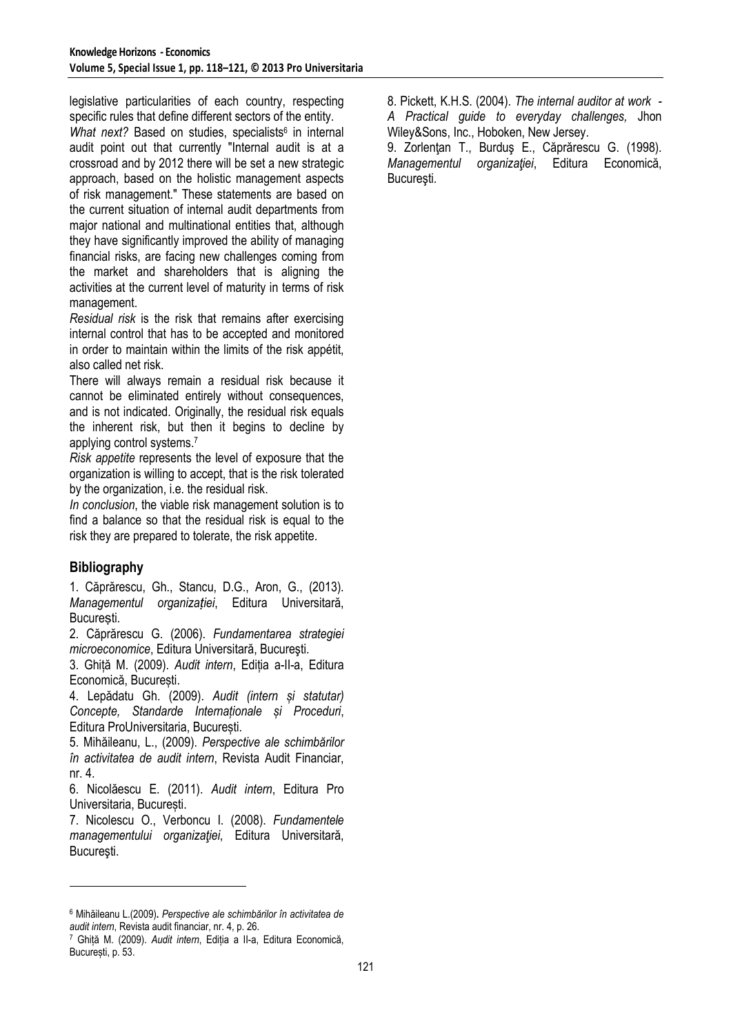legislative particularities of each country, respecting specific rules that define different sectors of the entity.

*What next?* Based on studies, specialists[6] in internal audit point out that currently "Internal audit is at a crossroad and by 2012 there will be set a new strategic approach, based on the holistic management aspects of risk management." These statements are based on the current situation of internal audit departments from major national and multinational entities that, although they have significantly improved the ability of managing financial risks, are facing new challenges coming from the market and shareholders that is aligning the activities at the current level of maturity in terms of risk management.

*Residual risk* is the risk that remains after exercising internal control that has to be accepted and monitored in order to maintain within the limits of the risk appétit, also called net risk.

There will always remain a residual risk because it cannot be eliminated entirely without consequences, and is not indicated. Originally, the residual risk equals the inherent risk, but then it begins to decline by applying control systems.[7]

*Risk appetite* represents the level of exposure that the organization is willing to accept, that is the risk tolerated by the organization, i.e. the residual risk.

*In conclusion*, the viable risk management solution is to find a balance so that the residual risk is equal to the risk they are prepared to tolerate, the risk appetite.

## Bibliography

1. Căprărescu, Gh., Stancu, D.G., Aron, G., (2013). *Managementul organizației*, Editura Universitară, București.
2. Căprărescu G. (2006). *Fundamentarea strategiei microeconomice*, Editura Universitară, Bucureşti.
3. Ghiță M. (2009). *Audit intern*, Ediția a-II-a, Editura Economică, București.
4. Lepădatu Gh. (2009). *Audit (intern și statutar) Concepte, Standarde Internaționale și Proceduri*, Editura ProUniversitaria, București.
5. Mihăileanu, L., (2009). *Perspective ale schimbărilor în activitatea de audit intern*, Revista Audit Financiar, nr. 4.
6. Nicolăescu E. (2011). *Audit intern*, Editura Pro Universitaria, București.
7. Nicolescu O., Verboncu I. (2008). *Fundamentele managementului organizaţiei*, Editura Universitară, Bucureşti.
8. Pickett, K.H.S. (2004). *The internal auditor at work - A Practical guide to everyday challenges,* Jhon Wiley&Sons, Inc., Hoboken, New Jersey.
9. Zorlenţan T., Burduş E., Căprărescu G. (1998). *Managementul organizaţiei*, Editura Economică, Bucureşti.

---

[6] Mihăileanu L.(2009). *Perspective ale schimbărilor în activitatea de audit intern*, Revista audit financiar, nr. 4, p. 26.

[7] Ghiță M. (2009). *Audit intern*, Ediția a II-a, Editura Economică, București, p. 53.